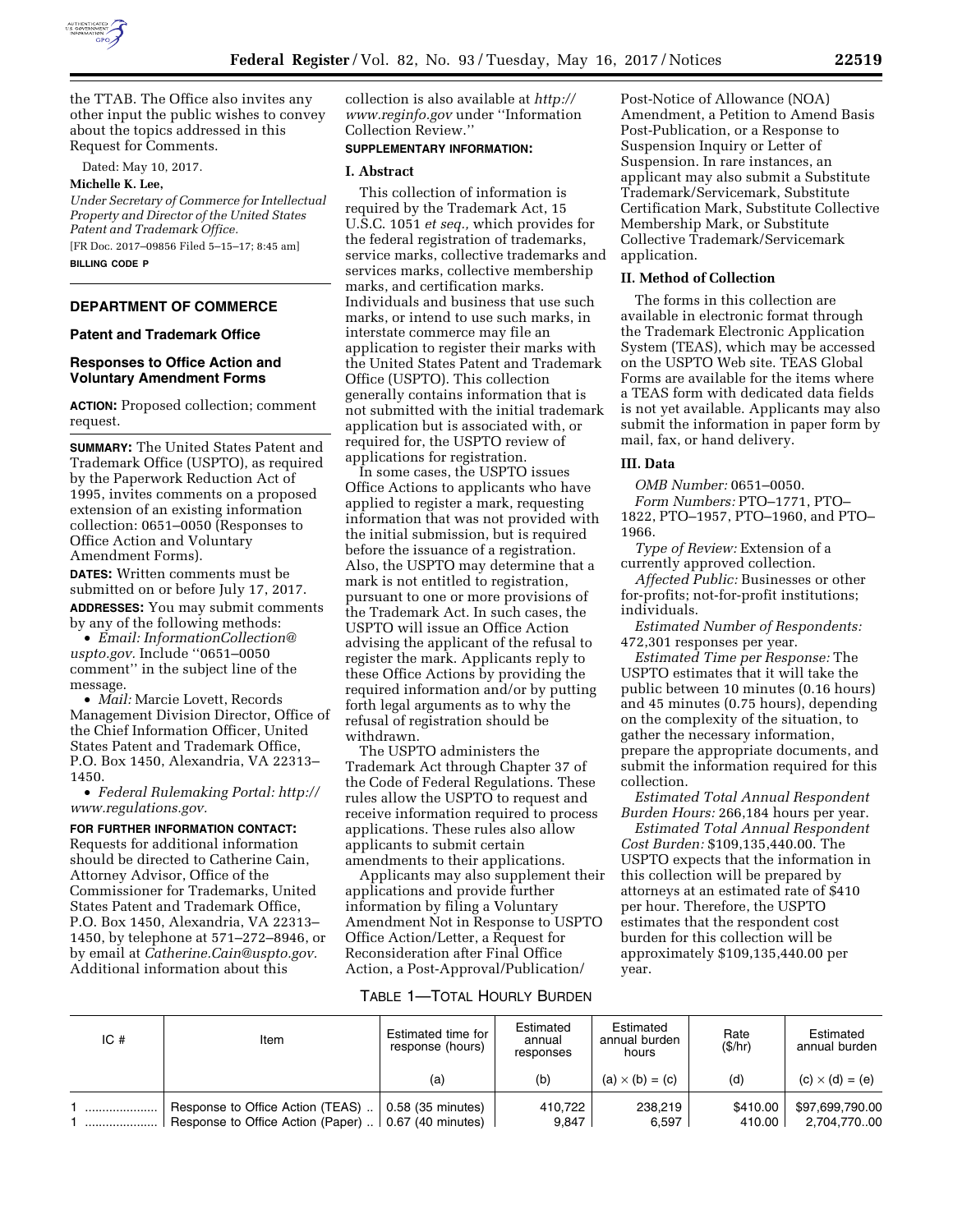the TTAB. The Office also invites any other input the public wishes to convey about the topics addressed in this Request for Comments.

Dated: May 10, 2017.

**Michelle K. Lee,**

*Under Secretary of Commerce for Intellectual Property and Director of the United States Patent and Trademark Office.*

[FR Doc. 2017–09856 Filed 5–15–17; 8:45 am]

**BILLING CODE P**

---

## DEPARTMENT OF COMMERCE

### Patent and Trademark Office

### Responses to Office Action and Voluntary Amendment Forms

**ACTION:** Proposed collection; comment request.

**SUMMARY:** The United States Patent and Trademark Office (USPTO), as required by the Paperwork Reduction Act of 1995, invites comments on a proposed extension of an existing information collection: 0651–0050 (Responses to Office Action and Voluntary Amendment Forms).

**DATES:** Written comments must be submitted on or before July 17, 2017.

**ADDRESSES:** You may submit comments by any of the following methods:

- *Email: InformationCollection@uspto.gov.* Include ''0651–0050 comment'' in the subject line of the message.
- *Mail:* Marcie Lovett, Records Management Division Director, Office of the Chief Information Officer, United States Patent and Trademark Office, P.O. Box 1450, Alexandria, VA 22313–1450.
- *Federal Rulemaking Portal: http://www.regulations.gov.*

**FOR FURTHER INFORMATION CONTACT:** Requests for additional information should be directed to Catherine Cain, Attorney Advisor, Office of the Commissioner for Trademarks, United States Patent and Trademark Office, P.O. Box 1450, Alexandria, VA 22313–1450, by telephone at 571–272–8946, or by email at *Catherine.Cain@uspto.gov.* Additional information about this collection is also available at *http://www.reginfo.gov* under ''Information Collection Review.''

**SUPPLEMENTARY INFORMATION:**

### I. Abstract

This collection of information is required by the Trademark Act, 15 U.S.C. 1051 *et seq.,* which provides for the federal registration of trademarks, service marks, collective trademarks and services marks, collective membership marks, and certification marks. Individuals and business that use such marks, or intend to use such marks, in interstate commerce may file an application to register their marks with the United States Patent and Trademark Office (USPTO). This collection generally contains information that is not submitted with the initial trademark application but is associated with, or required for, the USPTO review of applications for registration.

In some cases, the USPTO issues Office Actions to applicants who have applied to register a mark, requesting information that was not provided with the initial submission, but is required before the issuance of a registration. Also, the USPTO may determine that a mark is not entitled to registration, pursuant to one or more provisions of the Trademark Act. In such cases, the USPTO will issue an Office Action advising the applicant of the refusal to register the mark. Applicants reply to these Office Actions by providing the required information and/or by putting forth legal arguments as to why the refusal of registration should be withdrawn.

The USPTO administers the Trademark Act through Chapter 37 of the Code of Federal Regulations. These rules allow the USPTO to request and receive information required to process applications. These rules also allow applicants to submit certain amendments to their applications.

Applicants may also supplement their applications and provide further information by filing a Voluntary Amendment Not in Response to USPTO Office Action/Letter, a Request for Reconsideration after Final Office Action, a Post-Approval/Publication/Post-Notice of Allowance (NOA) Amendment, a Petition to Amend Basis Post-Publication, or a Response to Suspension Inquiry or Letter of Suspension. In rare instances, an applicant may also submit a Substitute Trademark/Servicemark, Substitute Certification Mark, Substitute Collective Membership Mark, or Substitute Collective Trademark/Servicemark application.

### II. Method of Collection

The forms in this collection are available in electronic format through the Trademark Electronic Application System (TEAS), which may be accessed on the USPTO Web site. TEAS Global Forms are available for the items where a TEAS form with dedicated data fields is not yet available. Applicants may also submit the information in paper form by mail, fax, or hand delivery.

### III. Data

*OMB Number:* 0651–0050.

*Form Numbers:* PTO–1771, PTO–1822, PTO–1957, PTO–1960, and PTO–1966.

*Type of Review:* Extension of a currently approved collection.

*Affected Public:* Businesses or other for-profits; not-for-profit institutions; individuals.

*Estimated Number of Respondents:* 472,301 responses per year.

*Estimated Time per Response:* The USPTO estimates that it will take the public between 10 minutes (0.16 hours) and 45 minutes (0.75 hours), depending on the complexity of the situation, to gather the necessary information, prepare the appropriate documents, and submit the information required for this collection.

*Estimated Total Annual Respondent Burden Hours:* 266,184 hours per year.

*Estimated Total Annual Respondent Cost Burden:* $109,135,440.00. The USPTO expects that the information in this collection will be prepared by attorneys at an estimated rate of $410 per hour. Therefore, the USPTO estimates that the respondent cost burden for this collection will be approximately $109,135,440.00 per year.

TABLE 1—TOTAL HOURLY BURDEN

| IC # | Item | Estimated time for response (hours) | Estimated annual responses | Estimated annual burden hours | Rate ($/hr) | Estimated annual burden |
|---|---|---|---|---|---|---|
| | | (a) | (b) | (a) × (b) = (c) | (d) | (c) × (d) = (e) |
| 1 | Response to Office Action (TEAS) | 0.58 (35 minutes) | 410,722 | 238,219 | $410.00 | $97,699,790.00 |
| 1 | Response to Office Action (Paper) | 0.67 (40 minutes) | 9,847 | 6,597 | 410.00 | 2,704,770..00 |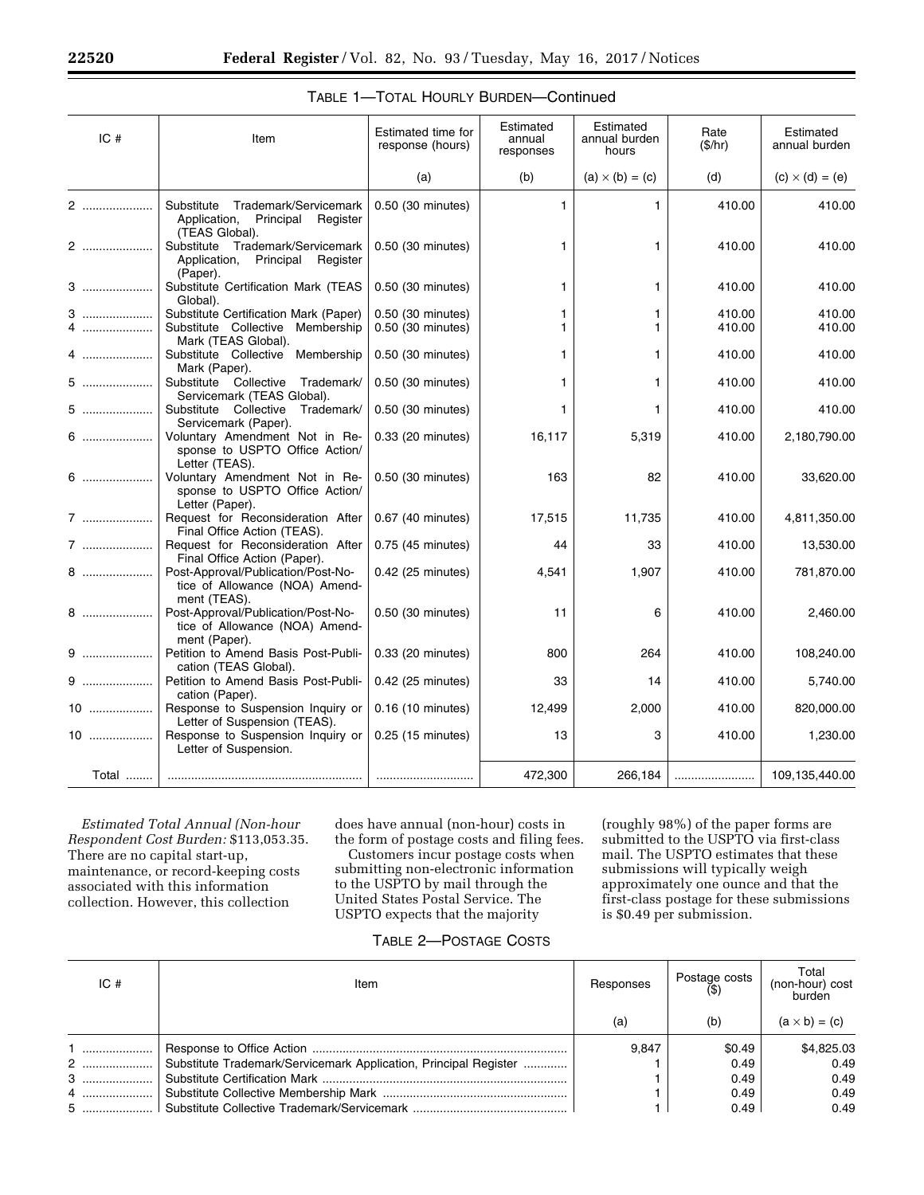TABLE 1—TOTAL HOURLY BURDEN—Continued

| IC # | Item | Estimated time for response (hours) | Estimated annual responses | Estimated annual burden hours | Rate ($/hr) | Estimated annual burden |
|---|---|---|---|---|---|---|
| | | (a) | (b) | (a) × (b) = (c) | (d) | (c) × (d) = (e) |
| 2 | Substitute Trademark/Servicemark Application, Principal Register (TEAS Global). | 0.50 (30 minutes) | 1 | 1 | 410.00 | 410.00 |
| 2 | Substitute Trademark/Servicemark Application, Principal Register (Paper). | 0.50 (30 minutes) | 1 | 1 | 410.00 | 410.00 |
| 3 | Substitute Certification Mark (TEAS Global). | 0.50 (30 minutes) | 1 | 1 | 410.00 | 410.00 |
| 3 | Substitute Certification Mark (Paper) | 0.50 (30 minutes) | 1 | 1 | 410.00 | 410.00 |
| 4 | Substitute Collective Membership Mark (TEAS Global). | 0.50 (30 minutes) | 1 | 1 | 410.00 | 410.00 |
| 4 | Substitute Collective Membership Mark (Paper). | 0.50 (30 minutes) | 1 | 1 | 410.00 | 410.00 |
| 5 | Substitute Collective Trademark/Servicemark (TEAS Global). | 0.50 (30 minutes) | 1 | 1 | 410.00 | 410.00 |
| 5 | Substitute Collective Trademark/Servicemark (Paper). | 0.50 (30 minutes) | 1 | 1 | 410.00 | 410.00 |
| 6 | Voluntary Amendment Not in Response to USPTO Office Action/Letter (TEAS). | 0.33 (20 minutes) | 16,117 | 5,319 | 410.00 | 2,180,790.00 |
| 6 | Voluntary Amendment Not in Response to USPTO Office Action/Letter (Paper). | 0.50 (30 minutes) | 163 | 82 | 410.00 | 33,620.00 |
| 7 | Request for Reconsideration After Final Office Action (TEAS). | 0.67 (40 minutes) | 17,515 | 11,735 | 410.00 | 4,811,350.00 |
| 7 | Request for Reconsideration After Final Office Action (Paper). | 0.75 (45 minutes) | 44 | 33 | 410.00 | 13,530.00 |
| 8 | Post-Approval/Publication/Post-Notice of Allowance (NOA) Amendment (TEAS). | 0.42 (25 minutes) | 4,541 | 1,907 | 410.00 | 781,870.00 |
| 8 | Post-Approval/Publication/Post-Notice of Allowance (NOA) Amendment (Paper). | 0.50 (30 minutes) | 11 | 6 | 410.00 | 2,460.00 |
| 9 | Petition to Amend Basis Post-Publication (TEAS Global). | 0.33 (20 minutes) | 800 | 264 | 410.00 | 108,240.00 |
| 9 | Petition to Amend Basis Post-Publication (Paper). | 0.42 (25 minutes) | 33 | 14 | 410.00 | 5,740.00 |
| 10 | Response to Suspension Inquiry or Letter of Suspension (TEAS). | 0.16 (10 minutes) | 12,499 | 2,000 | 410.00 | 820,000.00 |
| 10 | Response to Suspension Inquiry or Letter of Suspension. | 0.25 (15 minutes) | 13 | 3 | 410.00 | 1,230.00 |
| Total | | | 472,300 | 266,184 | | 109,135,440.00 |

*Estimated Total Annual (Non-hour Respondent Cost Burden:* $113,053.35. There are no capital start-up, maintenance, or record-keeping costs associated with this information collection. However, this collection does have annual (non-hour) costs in the form of postage costs and filing fees.

Customers incur postage costs when submitting non-electronic information to the USPTO by mail through the United States Postal Service. The USPTO expects that the majority (roughly 98%) of the paper forms are submitted to the USPTO via first-class mail. The USPTO estimates that these submissions will typically weigh approximately one ounce and that the first-class postage for these submissions is $0.49 per submission.

TABLE 2—POSTAGE COSTS

| IC # | Item | Responses | Postage costs ($) | Total (non-hour) cost burden |
|---|---|---|---|---|
| | | (a) | (b) | (a × b) = (c) |
| 1 | Response to Office Action | 9,847 | $0.49 | $4,825.03 |
| 2 | Substitute Trademark/Servicemark Application, Principal Register | 1 | 0.49 | 0.49 |
| 3 | Substitute Certification Mark | 1 | 0.49 | 0.49 |
| 4 | Substitute Collective Membership Mark | 1 | 0.49 | 0.49 |
| 5 | Substitute Collective Trademark/Servicemark | 1 | 0.49 | 0.49 |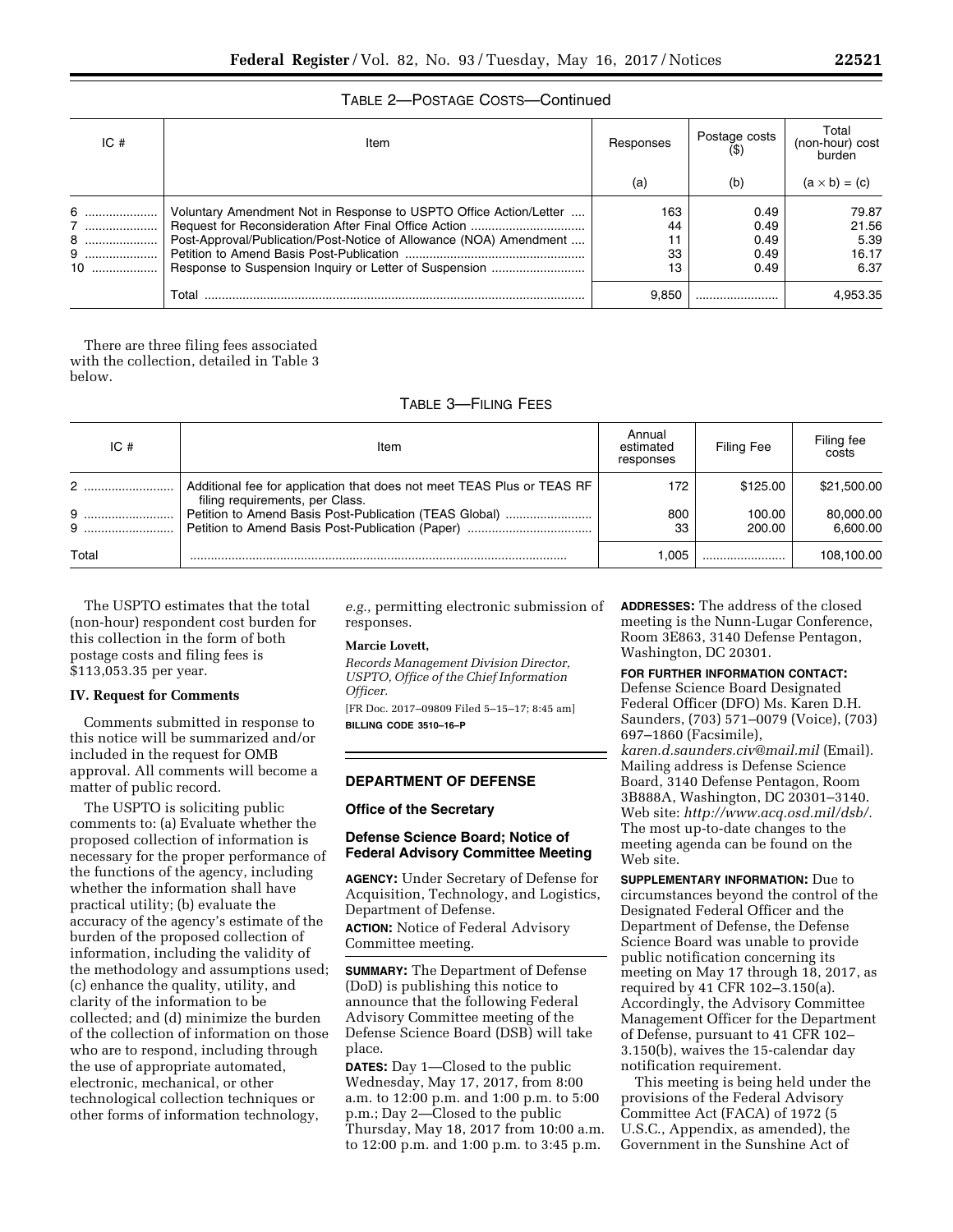TABLE 2—POSTAGE COSTS—Continued

| IC # | Item | Responses | Postage costs ($) | Total (non-hour) cost burden |
|---|---|---|---|---|
| | | (a) | (b) | (a × b) = (c) |
| 6 | Voluntary Amendment Not in Response to USPTO Office Action/Letter | 163 | 0.49 | 79.87 |
| 7 | Request for Reconsideration After Final Office Action | 44 | 0.49 | 21.56 |
| 8 | Post-Approval/Publication/Post-Notice of Allowance (NOA) Amendment | 11 | 0.49 | 5.39 |
| 9 | Petition to Amend Basis Post-Publication | 33 | 0.49 | 16.17 |
| 10 | Response to Suspension Inquiry or Letter of Suspension | 13 | 0.49 | 6.37 |
| | Total | 9,850 | | 4,953.35 |

There are three filing fees associated with the collection, detailed in Table 3 below.

TABLE 3—FILING FEES

| IC # | Item | Annual estimated responses | Filing Fee | Filing fee costs |
|---|---|---|---|---|
| 2 | Additional fee for application that does not meet TEAS Plus or TEAS RF filing requirements, per Class. | 172 | $125.00 | $21,500.00 |
| 9 | Petition to Amend Basis Post-Publication (TEAS Global) | 800 | 100.00 | 80,000.00 |
| 9 | Petition to Amend Basis Post-Publication (Paper) | 33 | 200.00 | 6,600.00 |
| Total | | 1,005 | | 108,100.00 |

The USPTO estimates that the total (non-hour) respondent cost burden for this collection in the form of both postage costs and filing fees is $113,053.35 per year.

**IV. Request for Comments**

Comments submitted in response to this notice will be summarized and/or included in the request for OMB approval. All comments will become a matter of public record.

The USPTO is soliciting public comments to: (a) Evaluate whether the proposed collection of information is necessary for the proper performance of the functions of the agency, including whether the information shall have practical utility; (b) evaluate the accuracy of the agency's estimate of the burden of the proposed collection of information, including the validity of the methodology and assumptions used; (c) enhance the quality, utility, and clarity of the information to be collected; and (d) minimize the burden of the collection of information on those who are to respond, including through the use of appropriate automated, electronic, mechanical, or other technological collection techniques or other forms of information technology, *e.g.,* permitting electronic submission of responses.

**Marcie Lovett,**

*Records Management Division Director, USPTO, Office of the Chief Information Officer.*

[FR Doc. 2017–09809 Filed 5–15–17; 8:45 am]

**BILLING CODE 3510–16–P**

## DEPARTMENT OF DEFENSE

### Office of the Secretary

### Defense Science Board; Notice of Federal Advisory Committee Meeting

**AGENCY:** Under Secretary of Defense for Acquisition, Technology, and Logistics, Department of Defense.

**ACTION:** Notice of Federal Advisory Committee meeting.

**SUMMARY:** The Department of Defense (DoD) is publishing this notice to announce that the following Federal Advisory Committee meeting of the Defense Science Board (DSB) will take place.

**DATES:** Day 1—Closed to the public Wednesday, May 17, 2017, from 8:00 a.m. to 12:00 p.m. and 1:00 p.m. to 5:00 p.m.; Day 2—Closed to the public Thursday, May 18, 2017 from 10:00 a.m. to 12:00 p.m. and 1:00 p.m. to 3:45 p.m.

**ADDRESSES:** The address of the closed meeting is the Nunn-Lugar Conference, Room 3E863, 3140 Defense Pentagon, Washington, DC 20301.

**FOR FURTHER INFORMATION CONTACT:** Defense Science Board Designated Federal Officer (DFO) Ms. Karen D.H. Saunders, (703) 571–0079 (Voice), (703) 697–1860 (Facsimile), *karen.d.saunders.civ@mail.mil* (Email). Mailing address is Defense Science Board, 3140 Defense Pentagon, Room 3B888A, Washington, DC 20301–3140. Web site: *http://www.acq.osd.mil/dsb/.* The most up-to-date changes to the meeting agenda can be found on the Web site.

**SUPPLEMENTARY INFORMATION:** Due to circumstances beyond the control of the Designated Federal Officer and the Department of Defense, the Defense Science Board was unable to provide public notification concerning its meeting on May 17 through 18, 2017, as required by 41 CFR 102–3.150(a). Accordingly, the Advisory Committee Management Officer for the Department of Defense, pursuant to 41 CFR 102–3.150(b), waives the 15-calendar day notification requirement.

This meeting is being held under the provisions of the Federal Advisory Committee Act (FACA) of 1972 (5 U.S.C., Appendix, as amended), the Government in the Sunshine Act of